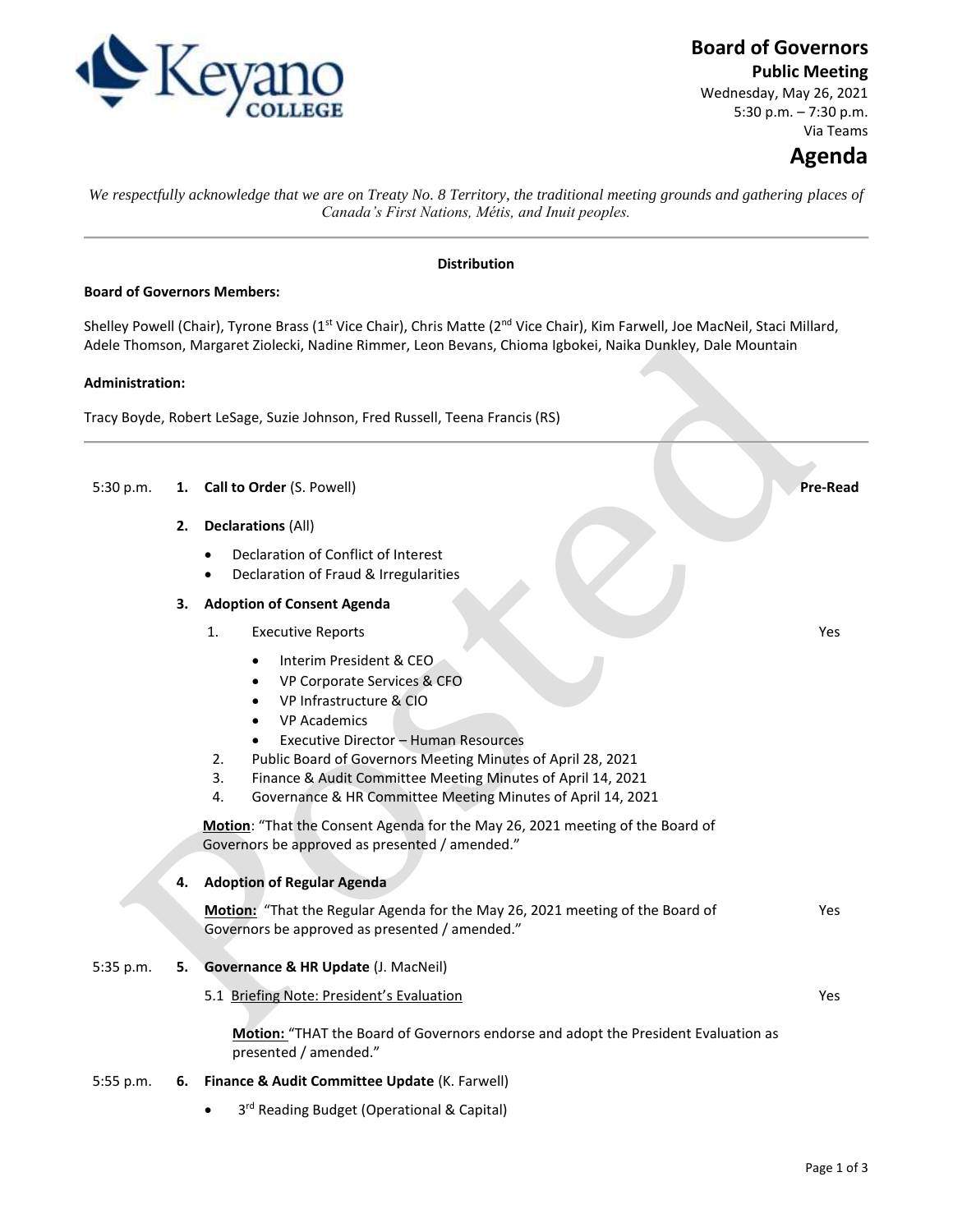# Board of Governors

**Public Meeting**

Wednesday, May 26, 2021
5:30 p.m. – 7:30 p.m.
Via Teams

# Agenda

*We respectfully acknowledge that we are on Treaty No. 8 Territory, the traditional meeting grounds and gathering places of Canada's First Nations, Métis, and Inuit peoples.*

---

**Distribution**

**Board of Governors Members:**

Shelley Powell (Chair), Tyrone Brass (1st Vice Chair), Chris Matte (2nd Vice Chair), Kim Farwell, Joe MacNeil, Staci Millard, Adele Thomson, Margaret Ziolecki, Nadine Rimmer, Leon Bevans, Chioma Igbokei, Naika Dunkley, Dale Mountain

**Administration:**

Tracy Boyde, Robert LeSage, Suzie Johnson, Fred Russell, Teena Francis (RS)

---

| Time | Item | Pre-Read |
|---|---|---|
| 5:30 p.m. | **1. Call to Order** (S. Powell) | |
| | **2. Declarations** (All) | |
| | • Declaration of Conflict of Interest | |
| | • Declaration of Fraud & Irregularities | |
| | **3. Adoption of Consent Agenda** | |
| | 1. Executive Reports | Yes |
| | • Interim President & CEO | |
| | • VP Corporate Services & CFO | |
| | • VP Infrastructure & CIO | |
| | • VP Academics | |
| | • Executive Director – Human Resources | |
| | 2. Public Board of Governors Meeting Minutes of April 28, 2021 | |
| | 3. Finance & Audit Committee Meeting Minutes of April 14, 2021 | |
| | 4. Governance & HR Committee Meeting Minutes of April 14, 2021 | |
| | **Motion**: "That the Consent Agenda for the May 26, 2021 meeting of the Board of Governors be approved as presented / amended." | |
| | **4. Adoption of Regular Agenda** | |
| | **Motion:** "That the Regular Agenda for the May 26, 2021 meeting of the Board of Governors be approved as presented / amended." | Yes |
| 5:35 p.m. | **5. Governance & HR Update** (J. MacNeil) | |
| | 5.1 Briefing Note: President's Evaluation | Yes |
| | **Motion:** "THAT the Board of Governors endorse and adopt the President Evaluation as presented / amended." | |
| 5:55 p.m. | **6. Finance & Audit Committee Update** (K. Farwell) | |
| | • 3rd Reading Budget (Operational & Capital) | |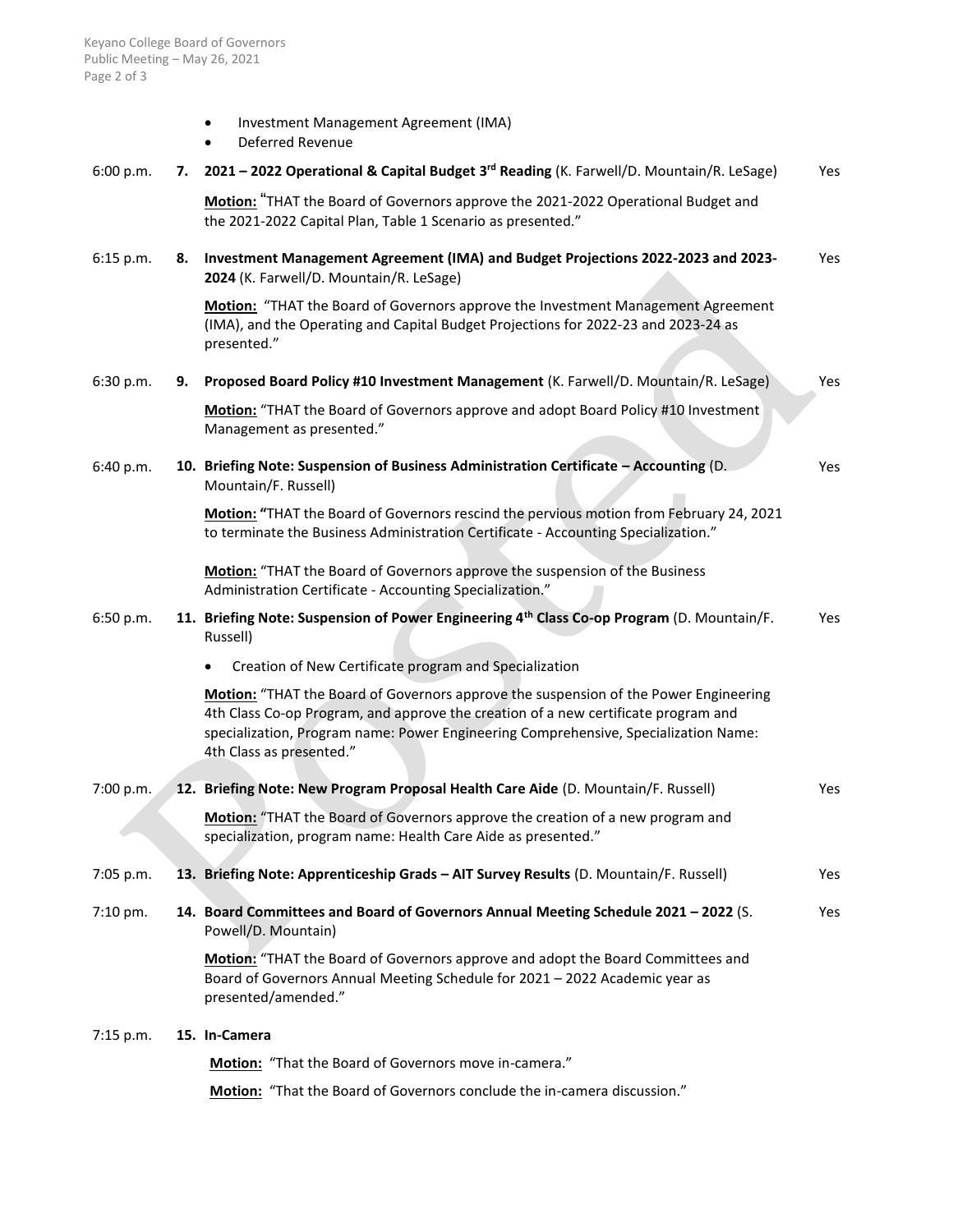- Investment Management Agreement (IMA)
- Deferred Revenue

| Time | Item | Decision |
|---|---|---|
| 6:00 p.m. | **7. 2021 – 2022 Operational & Capital Budget 3rd Reading** (K. Farwell/D. Mountain/R. LeSage)<br><br>**Motion:** "THAT the Board of Governors approve the 2021-2022 Operational Budget and the 2021-2022 Capital Plan, Table 1 Scenario as presented." | Yes |
| 6:15 p.m. | **8. Investment Management Agreement (IMA) and Budget Projections 2022-2023 and 2023-2024** (K. Farwell/D. Mountain/R. LeSage)<br><br>**Motion:** "THAT the Board of Governors approve the Investment Management Agreement (IMA), and the Operating and Capital Budget Projections for 2022-23 and 2023-24 as presented." | Yes |
| 6:30 p.m. | **9. Proposed Board Policy #10 Investment Management** (K. Farwell/D. Mountain/R. LeSage)<br><br>**Motion:** "THAT the Board of Governors approve and adopt Board Policy #10 Investment Management as presented." | Yes |
| 6:40 p.m. | **10. Briefing Note: Suspension of Business Administration Certificate – Accounting** (D. Mountain/F. Russell)<br><br>**Motion:** "THAT the Board of Governors rescind the pervious motion from February 24, 2021 to terminate the Business Administration Certificate - Accounting Specialization."<br><br>**Motion:** "THAT the Board of Governors approve the suspension of the Business Administration Certificate - Accounting Specialization." | Yes |
| 6:50 p.m. | **11. Briefing Note: Suspension of Power Engineering 4th Class Co-op Program** (D. Mountain/F. Russell)<br><br>• Creation of New Certificate program and Specialization<br><br>**Motion:** "THAT the Board of Governors approve the suspension of the Power Engineering 4th Class Co-op Program, and approve the creation of a new certificate program and specialization, Program name: Power Engineering Comprehensive, Specialization Name: 4th Class as presented." | Yes |
| 7:00 p.m. | **12. Briefing Note: New Program Proposal Health Care Aide** (D. Mountain/F. Russell)<br><br>**Motion:** "THAT the Board of Governors approve the creation of a new program and specialization, program name: Health Care Aide as presented." | Yes |
| 7:05 p.m. | **13. Briefing Note: Apprenticeship Grads – AIT Survey Results** (D. Mountain/F. Russell) | Yes |
| 7:10 pm. | **14. Board Committees and Board of Governors Annual Meeting Schedule 2021 – 2022** (S. Powell/D. Mountain)<br><br>**Motion:** "THAT the Board of Governors approve and adopt the Board Committees and Board of Governors Annual Meeting Schedule for 2021 – 2022 Academic year as presented/amended." | Yes |
| 7:15 p.m. | **15. In-Camera**<br><br>**Motion:** "That the Board of Governors move in-camera."<br><br>**Motion:** "That the Board of Governors conclude the in-camera discussion." | |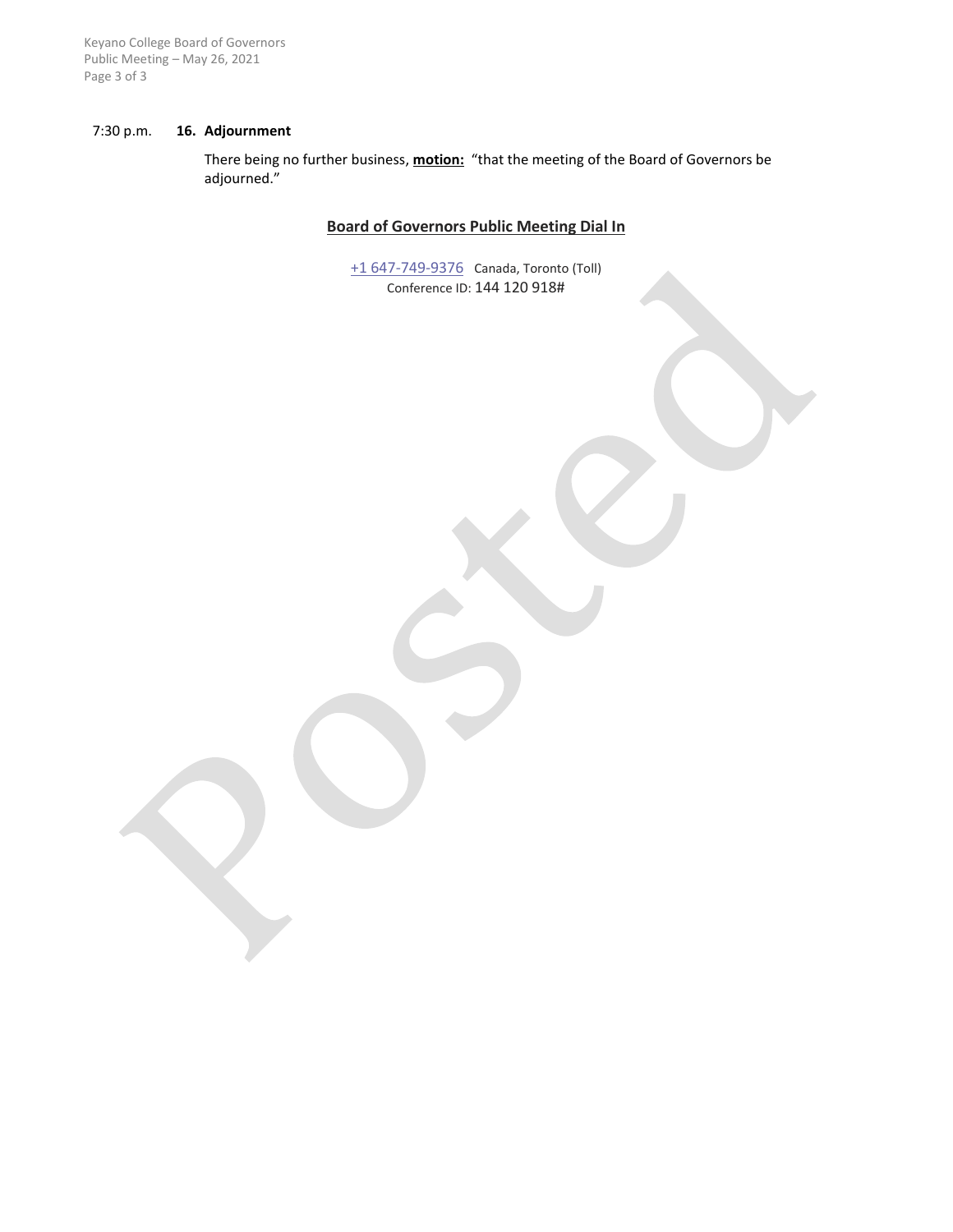7:30 p.m. **16. Adjournment**

There being no further business, **motion:** "that the meeting of the Board of Governors be adjourned."

**Board of Governors Public Meeting Dial In**

+1 647-749-9376 Canada, Toronto (Toll)
Conference ID: 144 120 918#

Posted